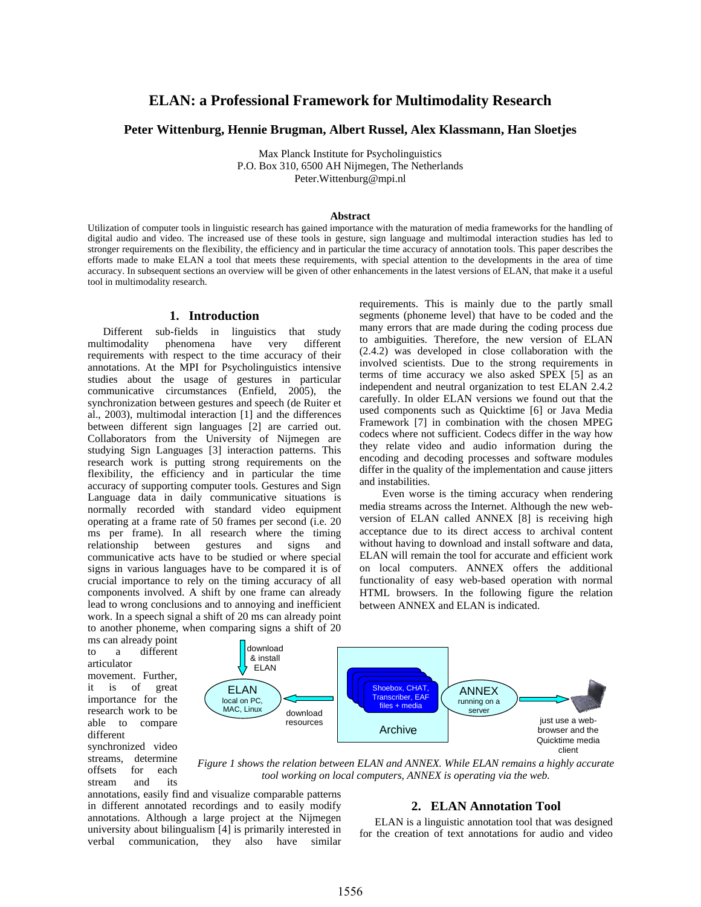# ELAN: a Professional Framework for Multimodality Research

**Peter Wittenburg, Hennie Brugman, Albert Russel, Alex Klassmann, Han Sloetjes**

Max Planck Institute for Psycholinguistics
P.O. Box 310, 6500 AH Nijmegen, The Netherlands
Peter.Wittenburg@mpi.nl

**Abstract**

Utilization of computer tools in linguistic research has gained importance with the maturation of media frameworks for the handling of digital audio and video. The increased use of these tools in gesture, sign language and multimodal interaction studies has led to stronger requirements on the flexibility, the efficiency and in particular the time accuracy of annotation tools. This paper describes the efforts made to make ELAN a tool that meets these requirements, with special attention to the developments in the area of time accuracy. In subsequent sections an overview will be given of other enhancements in the latest versions of ELAN, that make it a useful tool in multimodality research.

## 1. Introduction

Different sub-fields in linguistics that study multimodality phenomena have very different requirements with respect to the time accuracy of their annotations. At the MPI for Psycholinguistics intensive studies about the usage of gestures in particular communicative circumstances (Enfield, 2005), the synchronization between gestures and speech (de Ruiter et al., 2003), multimodal interaction [1] and the differences between different sign languages [2] are carried out. Collaborators from the University of Nijmegen are studying Sign Languages [3] interaction patterns. This research work is putting strong requirements on the flexibility, the efficiency and in particular the time accuracy of supporting computer tools. Gestures and Sign Language data in daily communicative situations is normally recorded with standard video equipment operating at a frame rate of 50 frames per second (i.e. 20 ms per frame). In all research where the timing relationship between gestures and signs and communicative acts have to be studied or where special signs in various languages have to be compared it is of crucial importance to rely on the timing accuracy of all components involved. A shift by one frame can already lead to wrong conclusions and to annoying and inefficient work. In a speech signal a shift of 20 ms can already point to another phoneme, when comparing signs a shift of 20 ms can already point to a different articulator movement. Further, it is of great importance for the research work to be able to compare different synchronized video streams, determine offsets for each stream and its annotations, easily find and visualize comparable patterns in different annotated recordings and to easily modify annotations. Although a large project at the Nijmegen university about bilingualism [4] is primarily interested in verbal communication, they also have similar requirements. This is mainly due to the partly small segments (phoneme level) that have to be coded and the many errors that are made during the coding process due to ambiguities. Therefore, the new version of ELAN (2.4.2) was developed in close collaboration with the involved scientists. Due to the strong requirements in terms of time accuracy we also asked SPEX [5] as an independent and neutral organization to test ELAN 2.4.2 carefully. In older ELAN versions we found out that the used components such as Quicktime [6] or Java Media Framework [7] in combination with the chosen MPEG codecs where not sufficient. Codecs differ in the way how they relate video and audio information during the encoding and decoding processes and software modules differ in the quality of the implementation and cause jitters and instabilities.

Even worse is the timing accuracy when rendering media streams across the Internet. Although the new web-version of ELAN called ANNEX [8] is receiving high acceptance due to its direct access to archival content without having to download and install software and data, ELAN will remain the tool for accurate and efficient work on local computers. ANNEX offers the additional functionality of easy web-based operation with normal HTML browsers. In the following figure the relation between ANNEX and ELAN is indicated.

*Figure 1 shows the relation between ELAN and ANNEX. While ELAN remains a highly accurate tool working on local computers, ANNEX is operating via the web.*

## 2. ELAN Annotation Tool

ELAN is a linguistic annotation tool that was designed for the creation of text annotations for audio and video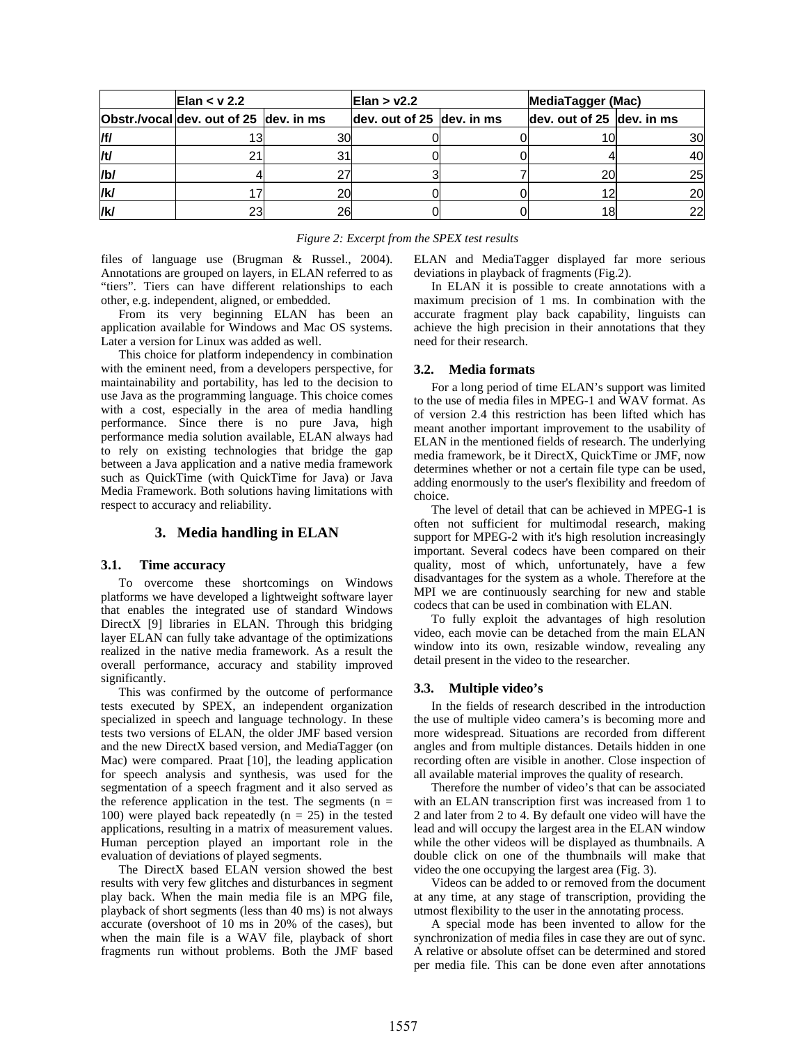| | Elan < v 2.2 | | Elan > v2.2 | | MediaTagger (Mac) | |
|---|---|---|---|---|---|---|
| Obstr./vocal | dev. out of 25 | dev. in ms | dev. out of 25 | dev. in ms | dev. out of 25 | dev. in ms |
| /f/ | 13 | 30 | 0 | 0 | 10 | 30 |
| /t/ | 21 | 31 | 0 | 0 | 4 | 40 |
| /b/ | 4 | 27 | 3 | 7 | 20 | 25 |
| /k/ | 17 | 20 | 0 | 0 | 12 | 20 |
| /k/ | 23 | 26 | 0 | 0 | 18 | 22 |

*Figure 2: Excerpt from the SPEX test results*

files of language use (Brugman & Russel., 2004). Annotations are grouped on layers, in ELAN referred to as "tiers". Tiers can have different relationships to each other, e.g. independent, aligned, or embedded.

From its very beginning ELAN has been an application available for Windows and Mac OS systems. Later a version for Linux was added as well.

This choice for platform independency in combination with the eminent need, from a developers perspective, for maintainability and portability, has led to the decision to use Java as the programming language. This choice comes with a cost, especially in the area of media handling performance. Since there is no pure Java, high performance media solution available, ELAN always had to rely on existing technologies that bridge the gap between a Java application and a native media framework such as QuickTime (with QuickTime for Java) or Java Media Framework. Both solutions having limitations with respect to accuracy and reliability.

## 3. Media handling in ELAN

### 3.1. Time accuracy

To overcome these shortcomings on Windows platforms we have developed a lightweight software layer that enables the integrated use of standard Windows DirectX [9] libraries in ELAN. Through this bridging layer ELAN can fully take advantage of the optimizations realized in the native media framework. As a result the overall performance, accuracy and stability improved significantly.

This was confirmed by the outcome of performance tests executed by SPEX, an independent organization specialized in speech and language technology. In these tests two versions of ELAN, the older JMF based version and the new DirectX based version, and MediaTagger (on Mac) were compared. Praat [10], the leading application for speech analysis and synthesis, was used for the segmentation of a speech fragment and it also served as the reference application in the test. The segments ($n = 100$) were played back repeatedly ($n = 25$) in the tested applications, resulting in a matrix of measurement values. Human perception played an important role in the evaluation of deviations of played segments.

The DirectX based ELAN version showed the best results with very few glitches and disturbances in segment play back. When the main media file is an MPG file, playback of short segments (less than 40 ms) is not always accurate (overshoot of 10 ms in 20% of the cases), but when the main file is a WAV file, playback of short fragments run without problems. Both the JMF based ELAN and MediaTagger displayed far more serious deviations in playback of fragments (Fig.2).

In ELAN it is possible to create annotations with a maximum precision of 1 ms. In combination with the accurate fragment play back capability, linguists can achieve the high precision in their annotations that they need for their research.

### 3.2. Media formats

For a long period of time ELAN's support was limited to the use of media files in MPEG-1 and WAV format. As of version 2.4 this restriction has been lifted which has meant another important improvement to the usability of ELAN in the mentioned fields of research. The underlying media framework, be it DirectX, QuickTime or JMF, now determines whether or not a certain file type can be used, adding enormously to the user's flexibility and freedom of choice.

The level of detail that can be achieved in MPEG-1 is often not sufficient for multimodal research, making support for MPEG-2 with it's high resolution increasingly important. Several codecs have been compared on their quality, most of which, unfortunately, have a few disadvantages for the system as a whole. Therefore at the MPI we are continuously searching for new and stable codecs that can be used in combination with ELAN.

To fully exploit the advantages of high resolution video, each movie can be detached from the main ELAN window into its own, resizable window, revealing any detail present in the video to the researcher.

### 3.3. Multiple video's

In the fields of research described in the introduction the use of multiple video camera's is becoming more and more widespread. Situations are recorded from different angles and from multiple distances. Details hidden in one recording often are visible in another. Close inspection of all available material improves the quality of research.

Therefore the number of video's that can be associated with an ELAN transcription first was increased from 1 to 2 and later from 2 to 4. By default one video will have the lead and will occupy the largest area in the ELAN window while the other videos will be displayed as thumbnails. A double click on one of the thumbnails will make that video the one occupying the largest area (Fig. 3).

Videos can be added to or removed from the document at any time, at any stage of transcription, providing the utmost flexibility to the user in the annotating process.

A special mode has been invented to allow for the synchronization of media files in case they are out of sync. A relative or absolute offset can be determined and stored per media file. This can be done even after annotations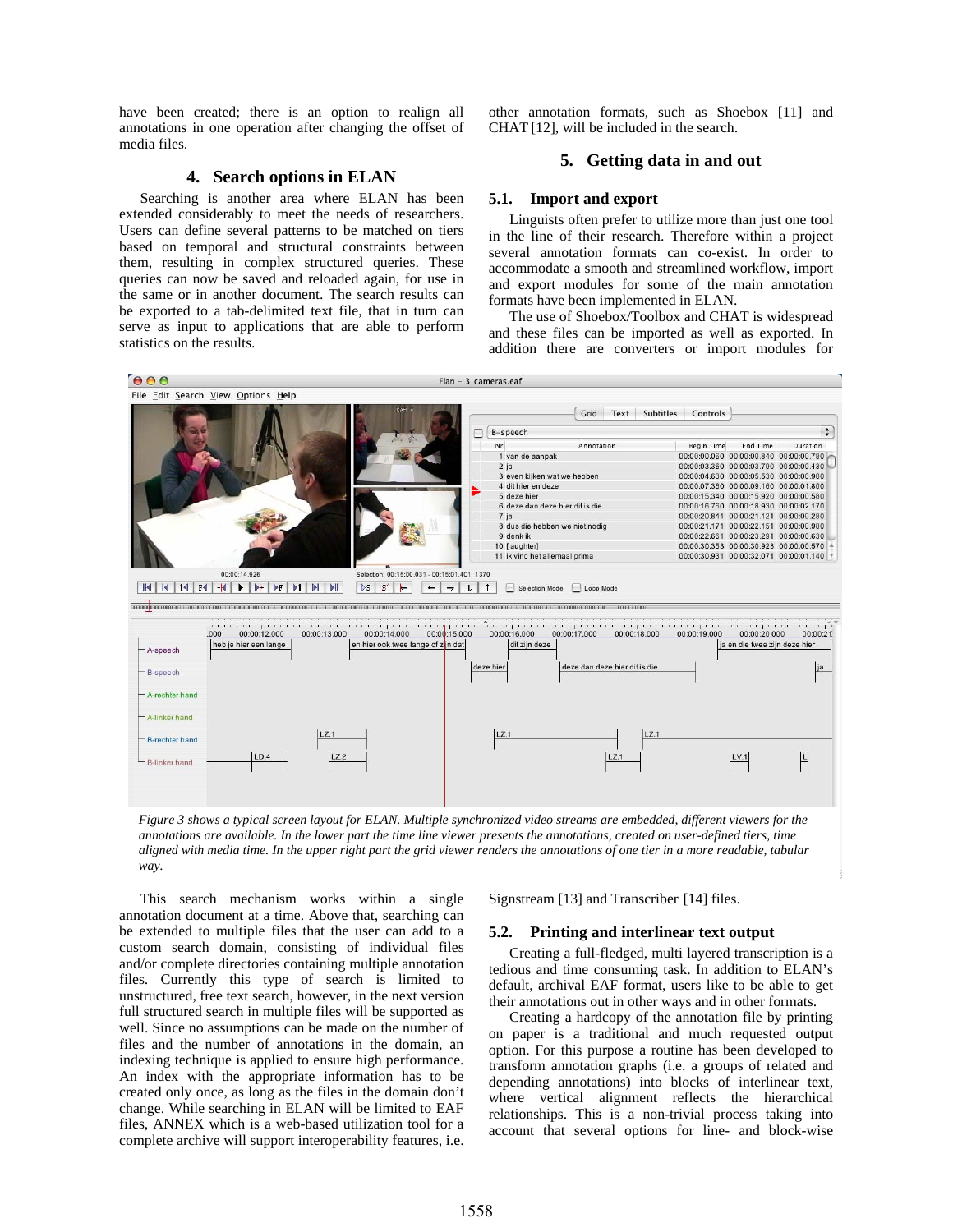have been created; there is an option to realign all annotations in one operation after changing the offset of media files.

## 4. Search options in ELAN

Searching is another area where ELAN has been extended considerably to meet the needs of researchers. Users can define several patterns to be matched on tiers based on temporal and structural constraints between them, resulting in complex structured queries. These queries can now be saved and reloaded again, for use in the same or in another document. The search results can be exported to a tab-delimited text file, that in turn can serve as input to applications that are able to perform statistics on the results.

This search mechanism works within a single annotation document at a time. Above that, searching can be extended to multiple files that the user can add to a custom search domain, consisting of individual files and/or complete directories containing multiple annotation files. Currently this type of search is limited to unstructured, free text search, however, in the next version full structured search in multiple files will be supported as well. Since no assumptions can be made on the number of files and the number of annotations in the domain, an indexing technique is applied to ensure high performance. An index with the appropriate information has to be created only once, as long as the files in the domain don't change. While searching in ELAN will be limited to EAF files, ANNEX which is a web-based utilization tool for a complete archive will support interoperability features, i.e. other annotation formats, such as Shoebox [11] and CHAT [12], will be included in the search.

## 5. Getting data in and out

### 5.1. Import and export

Linguists often prefer to utilize more than just one tool in the line of their research. Therefore within a project several annotation formats can co-exist. In order to accommodate a smooth and streamlined workflow, import and export modules for some of the main annotation formats have been implemented in ELAN.

The use of Shoebox/Toolbox and CHAT is widespread and these files can be imported as well as exported. In addition there are converters or import modules for Signstream [13] and Transcriber [14] files.

*Figure 3 shows a typical screen layout for ELAN. Multiple synchronized video streams are embedded, different viewers for the annotations are available. In the lower part the time line viewer presents the annotations, created on user-defined tiers, time aligned with media time. In the upper right part the grid viewer renders the annotations of one tier in a more readable, tabular way.*

### 5.2. Printing and interlinear text output

Creating a full-fledged, multi layered transcription is a tedious and time consuming task. In addition to ELAN's default, archival EAF format, users like to be able to get their annotations out in other ways and in other formats.

Creating a hardcopy of the annotation file by printing on paper is a traditional and much requested output option. For this purpose a routine has been developed to transform annotation graphs (i.e. a groups of related and depending annotations) into blocks of interlinear text, where vertical alignment reflects the hierarchical relationships. This is a non-trivial process taking into account that several options for line- and block-wise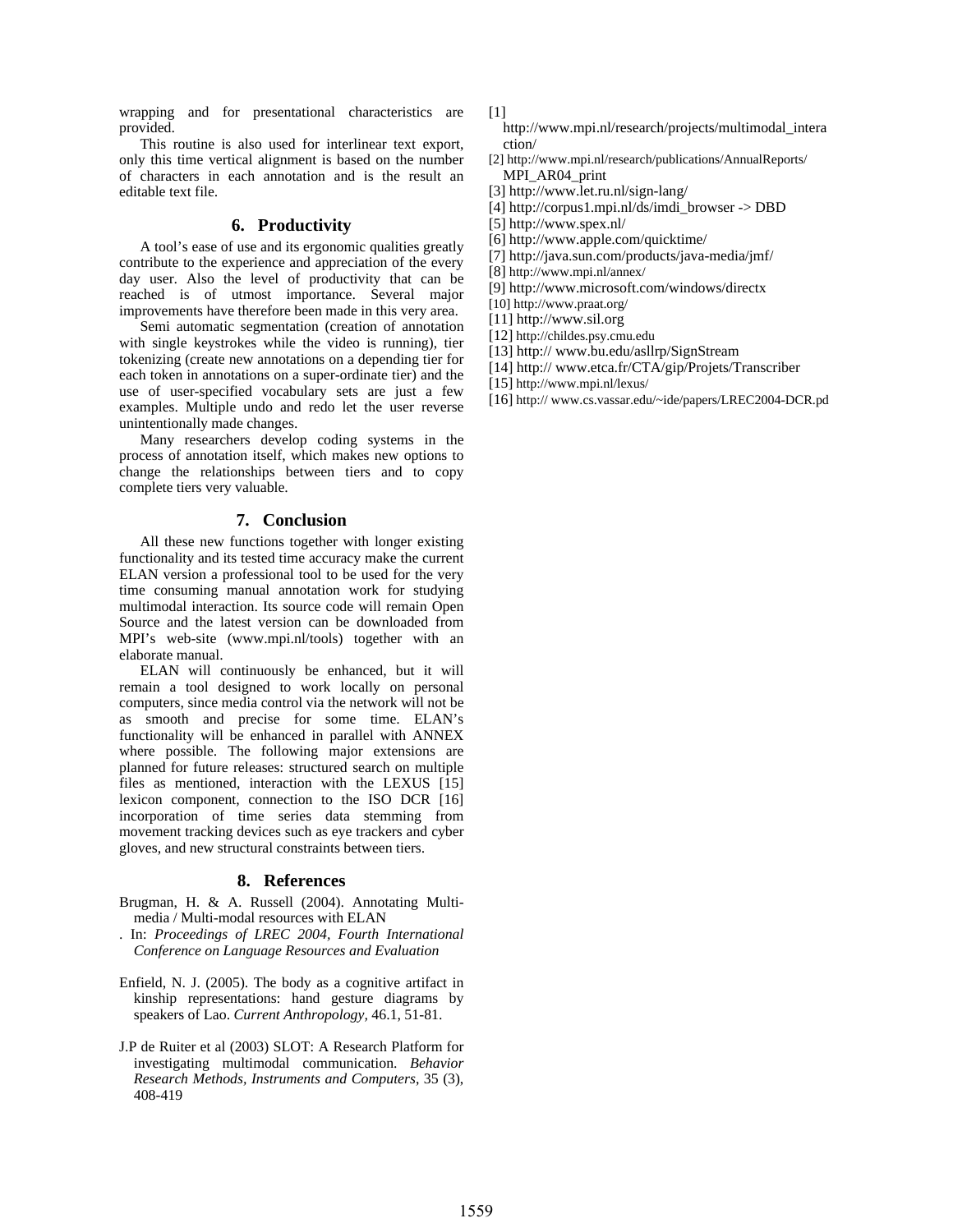wrapping and for presentational characteristics are provided.

This routine is also used for interlinear text export, only this time vertical alignment is based on the number of characters in each annotation and is the result an editable text file.

## 6. Productivity

A tool's ease of use and its ergonomic qualities greatly contribute to the experience and appreciation of the every day user. Also the level of productivity that can be reached is of utmost importance. Several major improvements have therefore been made in this very area.

Semi automatic segmentation (creation of annotation with single keystrokes while the video is running), tier tokenizing (create new annotations on a depending tier for each token in annotations on a super-ordinate tier) and the use of user-specified vocabulary sets are just a few examples. Multiple undo and redo let the user reverse unintentionally made changes.

Many researchers develop coding systems in the process of annotation itself, which makes new options to change the relationships between tiers and to copy complete tiers very valuable.

## 7. Conclusion

All these new functions together with longer existing functionality and its tested time accuracy make the current ELAN version a professional tool to be used for the very time consuming manual annotation work for studying multimodal interaction. Its source code will remain Open Source and the latest version can be downloaded from MPI's web-site (www.mpi.nl/tools) together with an elaborate manual.

ELAN will continuously be enhanced, but it will remain a tool designed to work locally on personal computers, since media control via the network will not be as smooth and precise for some time. ELAN's functionality will be enhanced in parallel with ANNEX where possible. The following major extensions are planned for future releases: structured search on multiple files as mentioned, interaction with the LEXUS [15] lexicon component, connection to the ISO DCR [16] incorporation of time series data stemming from movement tracking devices such as eye trackers and cyber gloves, and new structural constraints between tiers.

## 8. References

Brugman, H. & A. Russell (2004). Annotating Multi-media / Multi-modal resources with ELAN
. In: *Proceedings of LREC 2004, Fourth International Conference on Language Resources and Evaluation*

Enfield, N. J. (2005). The body as a cognitive artifact in kinship representations: hand gesture diagrams by speakers of Lao. *Current Anthropology*, 46.1, 51-81.

J.P de Ruiter et al (2003) SLOT: A Research Platform for investigating multimodal communication. *Behavior Research Methods, Instruments and Computers*, 35 (3), 408-419

[1] http://www.mpi.nl/research/projects/multimodal_interaction/
[2] http://www.mpi.nl/research/publications/AnnualReports/MPI_AR04_print
[3] http://www.let.ru.nl/sign-lang/
[4] http://corpus1.mpi.nl/ds/imdi_browser -> DBD
[5] http://www.spex.nl/
[6] http://www.apple.com/quicktime/
[7] http://java.sun.com/products/java-media/jmf/
[8] http://www.mpi.nl/annex/
[9] http://www.microsoft.com/windows/directx
[10] http://www.praat.org/
[11] http://www.sil.org
[12] http://childes.psy.cmu.edu
[13] http:// www.bu.edu/asllrp/SignStream
[14] http:// www.etca.fr/CTA/gip/Projets/Transcriber
[15] http://www.mpi.nl/lexus/
[16] http:// www.cs.vassar.edu/~ide/papers/LREC2004-DCR.pd